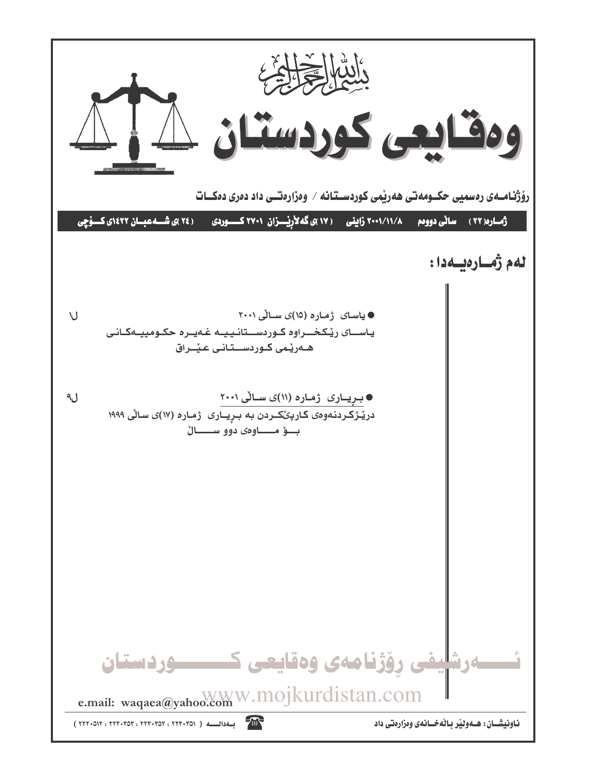بسم الله الرحمن الرحيم

# وەقایعی کوردستان

**رۆژنامەی رەسمیی حکومەتی هەرێمی کوردستانە / وەزارەتی داد دەری دەکات**

**ژمارە(٢٢) سالی دووەم ٢٠٠١/١١/٨ زاینی (١٧)ی گەلارێزان ٢٧٠١ کوردی (٢٤)ی شەعبان ١٤٢٢ی کۆچی**

## لەم ژمارەیەدا:

● یاسای ژمارە (١٥)ی سالی ٢٠٠١ ل١
یاسای رێکخراوە کوردستانییە غەیرە حکومییەکانی هەرێمی کوردستانی عێراق

● بڕیاری ژمارە (١١)ی سالی ٢٠٠١ ل٩
درێژکردنەوەی کارپێکردن بە بڕیاری ژمارە (١٧)ی سالی ١٩٩٩ بۆ ماوەی دوو سال

ئەرشیفی رۆژنامەی وەقایعی کوردستان

www.mojkurdistan.com

e.mail: waqaea@yahoo.com

ناونیشان: هەولێر باڵەخانەی وەزارەتی داد

بەدالە (٢٢٣٠٣٥١ : ٢٢٣٠٣٥٢ : ٢٢٣٠٣٥٣ : ٢٢٢٠٥١٢)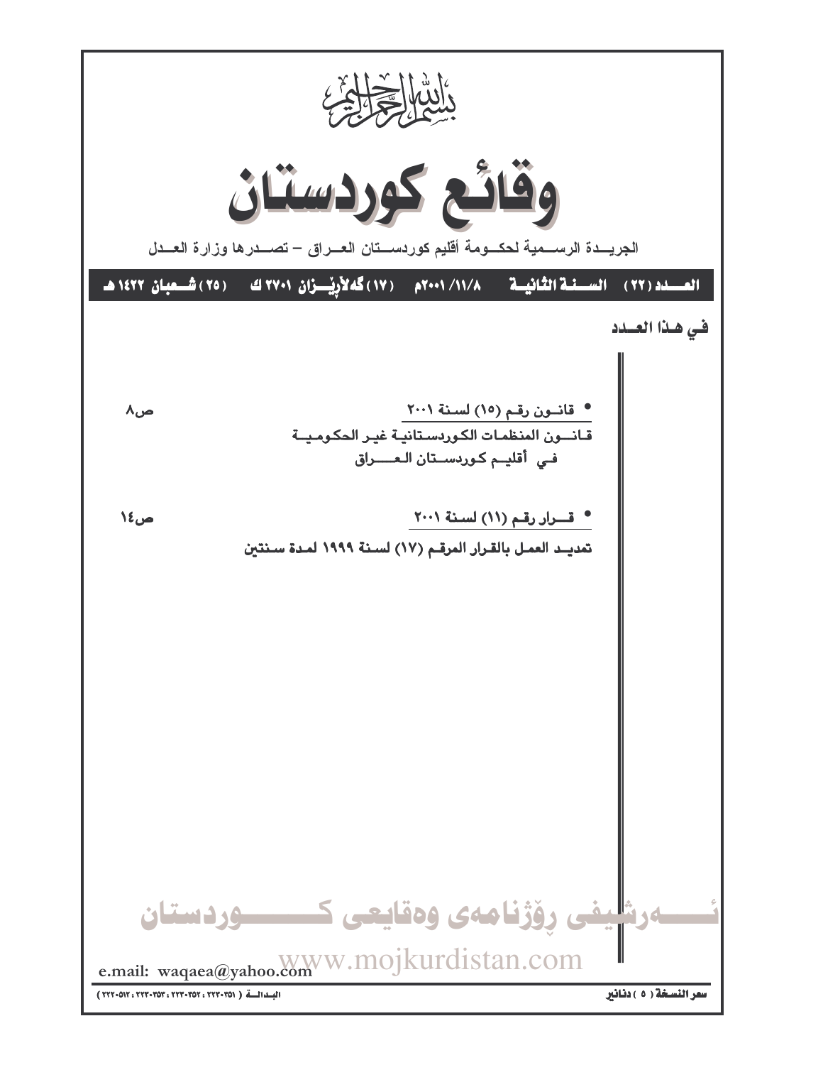بسم الله الرحمن الرحيم

# وقائع كوردستان

الجريـــدة الرســمية لحكــومة أقليم كوردســتان العــراق – تصــدرها وزارة العــدل

**العــدد (٢٢) السـنة الثانيـة ١١/٨/ ٢٠٠١م (١٧) گەلاڕێــزان ٢٧٠١ ك (٢٥) شـعبان ١٤٢٢ هـ**

## في هـذا العـدد

- **قانـون رقـم (١٥) لسـنة ٢٠٠١** ص٨

  قـانــون المنظمـات الكوردسـتانيـة غيـر الحكـوميـة فـي أقليـم كـوردسـتان العــــراق

- **قــرار رقـم (١١) لسـنة ٢٠٠١** ص١٤

  تمديـد العمـل بالقـرار المرقـم (١٧) لسـنة ١٩٩٩ لمـدة سـنتين

ئـــەرشيفى ڕۆژنامەى وەقايعى كـــــوردستان

www.mojkurdistan.com

e.mail: waqaea@yahoo.com

سعر النسخة ( ٥ ) دنانير

البـدالــة ( ٢٢٣٠٣٥١ : ٢٢٣٠٣٥٢ : ٢٢٣٠٣٥٣ : ٢٢٢٠٥١٢ )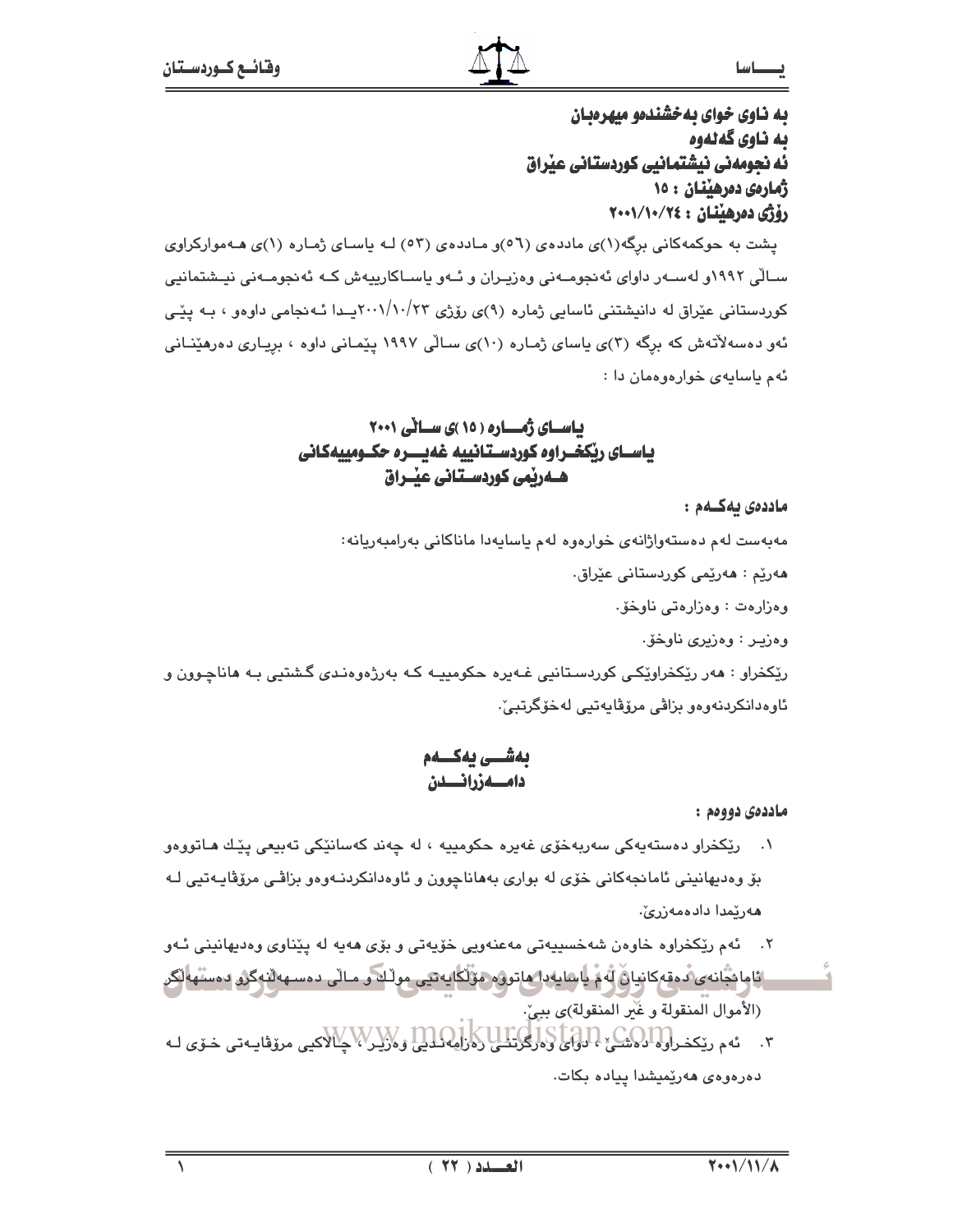به ناوی خوای بەخشندەو میهرەبان
به ناوی گەلەوە
ئەنجومەنی نیشتمانیی کوردستانی عێراق
ژمارەی دەرهێنان : ١٥
رۆژی دەرهێنان : ٢٠٠١/١٠/٢٤

پشت بە حوکمەکانی برگە(١)ی ماددەی (٥٦)و ماددەی (٥٣) لە یاسای ژمارە (١)ی هەموارکراوی ساڵی ١٩٩٢و لەسەر داوای ئەنجومەنی وەزیران و ئەو یاساکارییەش کە ئەنجومەنی نیشتمانیی کوردستانی عێراق لە دانیشتنی ئاسایی ژمارە (٩)ی رۆژی ٢٠٠١/١٠/٢٣یدا ئەنجامی داوەو ، بە پێی ئەو دەسەڵاتەش کە برگە (٣)ی یاسای ژمارە (١٠)ی ساڵی ١٩٩٧ پێمانی داوە ، بریاری دەرهێنانی ئەم یاسایەی خوارەوەمان دا :

## یاسای ژمارە (١٥)ی ساڵی ٢٠٠١
## یاسای رێکخراوە کوردستانییە غەیرە حکومییەکانی هەرێمی کوردستانی عێراق

**ماددەی یەکەم :**

مەبەست لەم دەستەواژانەی خوارەوە لەم یاسایەدا ماناکانی بەرامبەریانە:

هەرێم : هەرێمی کوردستانی عێراق.

وەزارەت : وەزارەتی ناوخۆ.

وەزیر : وەزیری ناوخۆ.

رێکخراو : هەر رێکخراوێکی کوردستانیی غەیرە حکومییە کە بەرژەوەندی گشتیی بە هاناچوون و ئاوەدانکردنەوەو بزاڤی مرۆڤایەتیی لەخۆگرتبێ.

## بەشی یەکەم
## دامەزراندن

**ماددەی دووەم :**

١. رێکخراو دەستەیەکی سەربەخۆی غەیرە حکومییە ، لە چەند کەسانێکی تەبیعی پێك هاتووەو بۆ وەدیهانینی ئامانجەکانی خۆی لە بواری بەهاناچوون و ئاوەدانکردنەوەو بزاڤی مرۆڤایەتیی لە هەرێمدا دادەمەزرێ.

٢. ئەم رێکخراوە خاوەن شەخسییەتی مەعنەویی خۆیەتی و بۆی هەیە لە پێناوی وەدیهانینی ئەو ئامانجانەی دەقەکانیان لەم یاسایەدا هاتووە مۆڵکایەتیی موڵك و ماڵی دەسەهەڵنەگرو دەستهەڵگر (الأموال المنقولة و غير المنقولة)ی ببێ.

٣. ئەم رێکخراوە دەشێ ، دوای وەرگرتنی رەزامەندیی وەزیر ، چالاکیی مرۆڤایەتی خۆی لە دەرەوەی هەرێمیشدا پیادە بکات.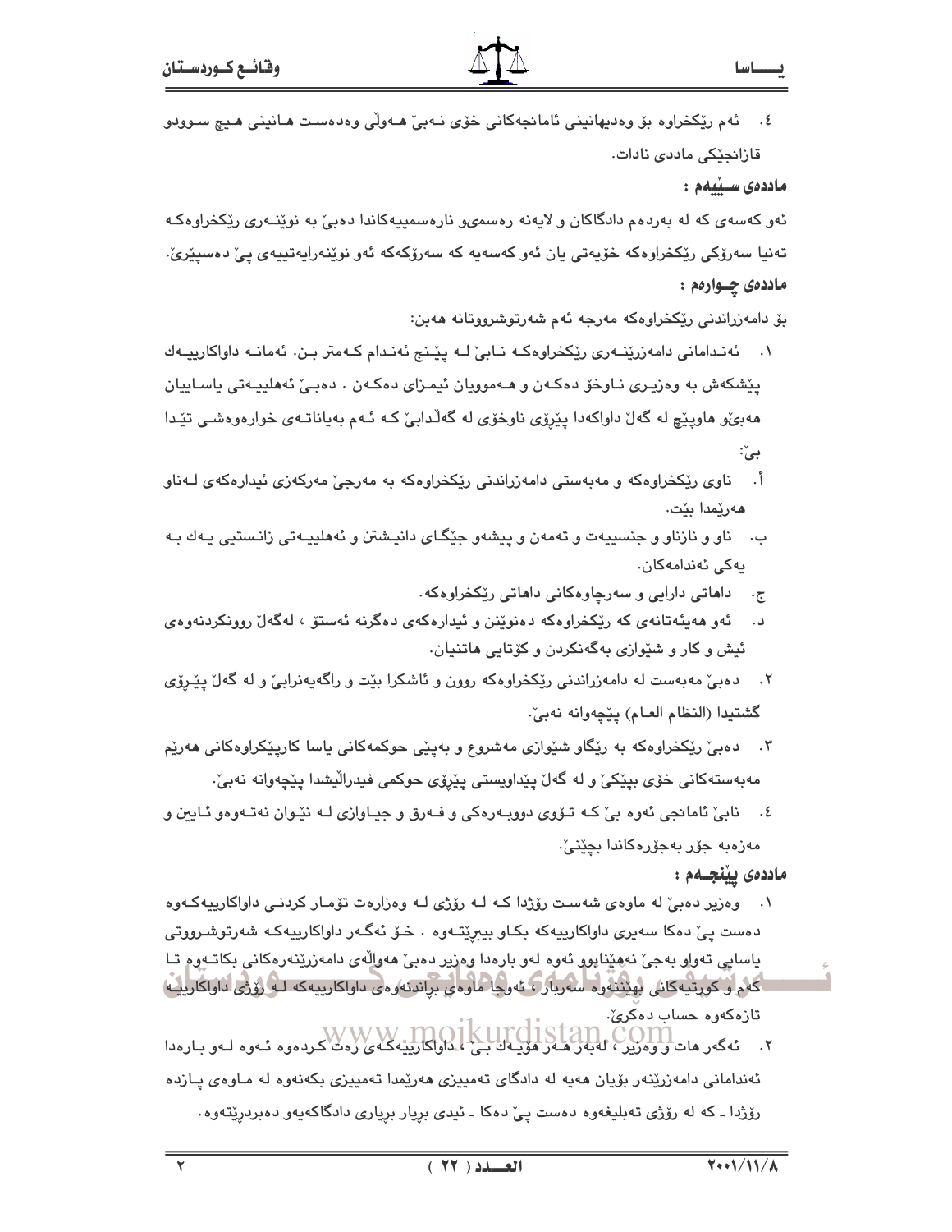٤. ئەم ڕێکخراوە بۆ وەدیهانینی ئامانجەکانی خۆی نەبێ هەوڵی وەدەست هانینی هیچ سوودو قازانجێکی ماددی نادات.

**ماددەی سێیەم :**

ئەو کەسەی کە لە بەردەم دادگاکان و لایەنە ڕەسمیو نارەسمییەکاندا دەبێ بە نوێنەری ڕێکخراوەکە تەنیا سەرۆکی ڕێکخراوەکە خۆیەتی یان ئەو کەسەیە کە سەرۆکەکە ئەو نوێنەرایەتییەی پێ دەسپێرێ.

**ماددەی چوارەم :**

بۆ دامەزراندنی ڕێکخراوەکە مەرجە ئەم شەرتوشرووتانە هەبن:

١. ئەندامانی دامەزرێنەری ڕێکخراوەکە نابێ لە پێنج ئەندام کەمتر بن. ئەمانە داواکارییەك پێشکەش بە وەزیری ناوخۆ دەکەن و هەموویان ئیمزای دەکەن . دەبێ ئەهلییەتی یاساییان هەبێو هاوپێچ لە گەڵ داواکەدا پێڕۆی ناوخۆی لە گەڵدابێ کە ئەم بەیاناتەی خوارەوەشی تێدا بێ:

أ. ناوی ڕێکخراوەکە و مەبەستی دامەزراندنی ڕێکخراوەکە بە مەرجێ مەرکەزی ئیدارەکەی لەناو هەرێمدا بێت.

ب. ناو و نازناو و جنسییەت و تەمەن و پیشەو جێگای دانیشتن و ئەهلییەتی زانستیی یەك بە یەکی ئەندامەکان.

ج. داهاتی دارایی و سەرچاوەکانی داهاتی ڕێکخراوەکە.

د. ئەو هەیئەتانەی کە ڕێکخراوەکە دەنوێنن و ئیدارەکەی دەگرنە ئەستۆ ، لەگەڵ ڕوونکردنەوەی ئیش و کار و شێوازی بەگەنکردن و کۆتایی هاتنیان.

٢. دەبێ مەبەست لە دامەزراندنی ڕێکخراوەکە ڕوون و ئاشکرا بێت و ڕاگەیەنرابێ و لە گەڵ پێڕۆی گشتیدا (النظام العام) پێچەوانە نەبێ.

٣. دەبێ ڕێکخراوەکە بە ڕێگاو شێوازی مەشروع و بەپێی حوکمەکانی یاسا کارپێکراوەکانی هەرێم مەبەستەکانی خۆی بپێکێ و لە گەڵ پێداویستی پێڕۆی حوکمی فیدراڵیشدا پێچەوانە نەبێ.

٤. نابێ ئامانجی ئەوە بێ کە تۆوی دووبەرەکی و فەرق و جیاوازی لە نێوان نەتەوەو ئایین و مەزهەبە جۆر بەجۆرەکاندا بچێنێ.

**ماددەی پێنجەم :**

١. وەزیر دەبێ لە ماوەی شەست ڕۆژدا کە لە ڕۆژی لە وەزارەت تۆمار کردنی داواکارییەکەوە دەست پێ دەکا سەیری داواکارییەکە بکاو بیبڕێتەوە . خۆ ئەگەر داواکارییەکە شەرتوشرووتی یاسایی تەواو بەجێ نەهێنابوو ئەوە لەو بارەدا وەزیر دەبێ هەواڵەی دامەزرێنەرەکانی بکاتەوە تا کەم و کورتیەکانی بهێننەوە سەربار ، ئەوجا ماوەی بڕاندنەوەی داواکارییەکە لە ڕۆژی داواکارییە تازەکەوە حساب دەکرێ.

٢. ئەگەر هات و وەزیر ، لەبەر هەر هۆیەك بێ ، داواکارییەکەی ڕەت کردەوە ئەوە لەو بارەدا ئەندامانی دامەزرێنەر بۆیان هەیە لە دادگای تەمییزی هەرێمدا تەمییزی بکەنەوە لە ماوەی پازدە ڕۆژدا ـ کە لە ڕۆژی تەبلیغەوە دەست پێ دەکا ـ ئیدی بڕیار بڕیاری دادگاکەیەو دەبڕدرێتەوە.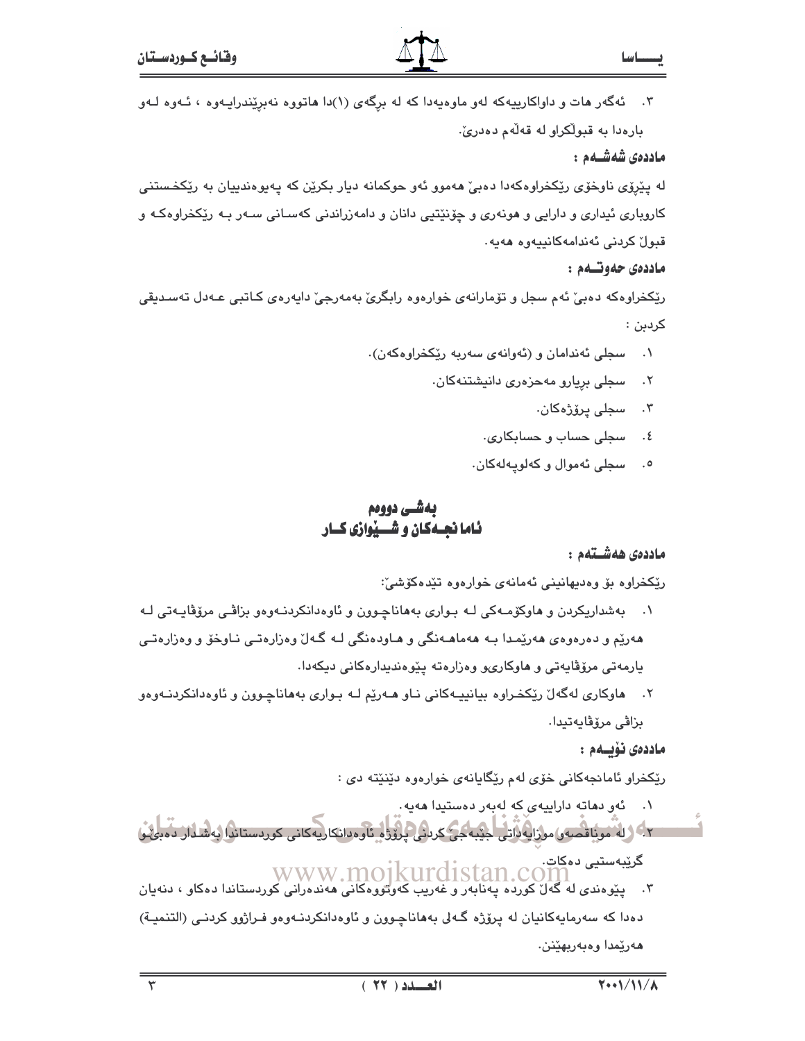٣. ئەگەر هات و داواكارییەكە لەو ماوەیەدا كە لە برگەی (١)دا هاتووە نەبرێندرایەوە ، ئەوە لەو بارەدا بە قبوڵكراو لە قەڵەم دەدرێ.

**ماددەی شەشەم :**

لە پێڕۆی ناوخۆی رێكخراوەكەدا دەبێ هەموو ئەو حوكمانە دیار بكرێن كە پەیوەندییان بە رێكخستنی كاروباری ئیداری و دارایی و هونەری و چۆنێتیی دانان و دامەزراندنی كەسانی سەر بە رێكخراوەكە و قبوڵ كردنی ئەندامەكانییەوە هەیە.

**ماددەی حەوتەم :**

رێكخراوەكە دەبێ ئەم سجل و تۆمارانەی خوارەوە رابگرێ بەمەرجێ دایەرەی كاتبی عەدل تەسدیقی كردبن :

١. سجلی ئەندامان و (ئەوانەی سەربە رێكخراوەكەن).
٢. سجلی بڕیارو مەحزەری دانیشتنەكان.
٣. سجلی پرۆژەكان.
٤. سجلی حساب و حسابكاری.
٥. سجلی ئەموال و كەلوپەلەكان.

## بەشی دووەم
## ئامانجەكان و شێوازی كار

**ماددەی هەشتەم :**

رێكخراوە بۆ وەدیهانینی ئەمانەی خوارەوە تێدەكۆشێ:

١. بەشداریكردن و هاوكۆمەكی لە بواری بەهاناچوون و ئاوەدانكردنەوەو بزاڤی مرۆڤایەتی لە هەرێم و دەرەوەی هەرێمدا بە هەماهەنگی و هاودەنگی لە گەڵ وەزارەتی ناوخۆ و وەزارەتی یارمەتی مرۆڤایەتی و هاوكاریو وەزارەتە پێوەندیدارەكانی دیكەدا.
٢. هاوكاری لەگەڵ رێكخراوە بیانییەكانی ناو هەرێم لە بواری بەهاناچوون و ئاوەدانكردنەوەو بزاڤی مرۆڤایەتیدا.

**ماددەی نۆیەم :**

رێكخراو ئامانجەكانی خۆی لەم رێگایانەی خوارەوە دێنێتە دی :

١. ئەو دهاتە داراییەی كە لەبەر دەستیدا هەیە.
٢. لە موناقصەو موزایەداتی جێبەجێ كردنی پرۆژە ئاوەدانكارییەكانی كوردستاندا بەشدار دەبێ و گرێبەستیی دەكات.
٣. پێوەندی لە گەڵ كوردە پەنابەر و غەریب كەوتووەكانی هەندەرانی كوردستاندا دەكاو ، دنەیان دەدا كە سەرمایەكانیان لە پرۆژە گەلی بەهاناچوون و ئاوەدانكردنەوەو فراژوو كردنی (التنمیة) هەرێمدا وەبەربهێنن.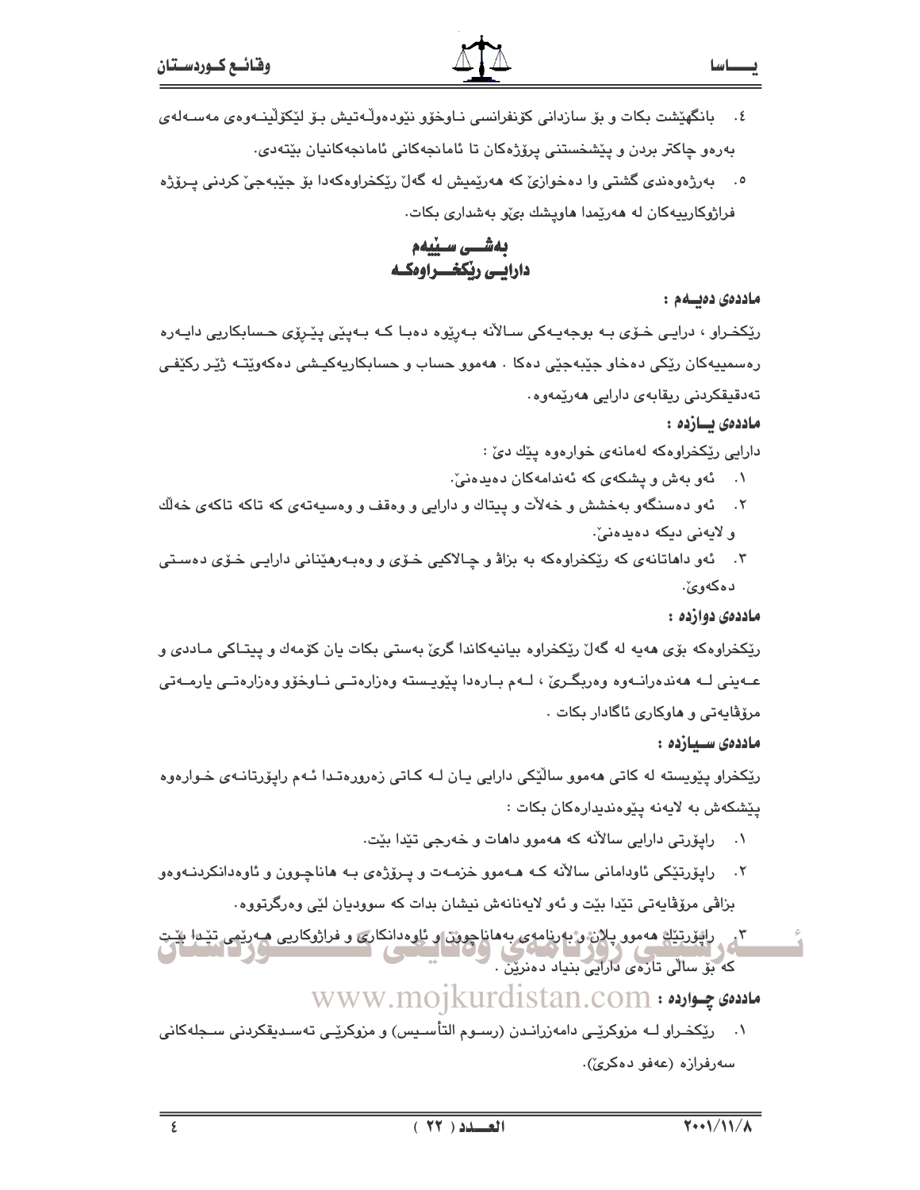٤. بانگهێشت بكات و بۆ سازدانى كۆنفرانسى نـاوخۆو نێودەوڵـەتیش بـۆ لێكۆڵینـەوەى مەسـەلەى بەرەو چاكتر بردن و پێشخستنى پرۆژەكان تا ئامانجەكانى ئامانجەكانیان بێتەدى.

٥. بەرژەوەندى گشتى وا دەخوازێ كە هەرێمیش لە گەڵ رێكخراوەكەدا بۆ جێبەجێ كردنى پـرۆژە فراژوكارییەكان لە هەرێمدا هاوپشك بێو بەشدارى بكات.

## بەشـــى سـێیەم
## دارایـى رێكخـــراوەكـە

**ماددەى دەیــەم :**

رێكخـراو ، دارایـى خـۆى بـە بوجەیـەكى سـاڵانە بـەڕێوە دەبـا كـە بـەپێى پێـڕۆى حـسابكاریى دایـەرە رەسمییەكان رێكى دەخاو جێبەجێى دەكا . هەموو حساب و حسابكاریەكیـشى دەكەوێتـە ژێـر ركێفـى تەدقیقكردنى ریقابەى دارایى هەرێمەوە.

**ماددەى یــازدە :**

دارایى رێكخراوەكە لەمانەى خوارەوە پێك دێ :

١. ئەو بەش و پشكەى كە ئەندامەكان دەیدەنێ.

٢. ئەو دەسنگەو بەخشش و خەڵات و پیتاك و دارایى و وەقف و وەسیەتەى كە تاكە تاكەى خەڵك و لایەنى دیكە دەیدەنێ.

٣. ئەو داهاتانەى كە رێكخراوەكە بە بزاڤ و چـالاكیى خـۆى و وەبـەرهێنانى دارایـى خـۆى دەسـتى دەكەوێ.

**ماددەى دوازدە :**

رێكخراوەكە بۆى هەیە لە گەڵ رێكخراوە بیانیەكاندا گرێ بەستى بكات یان كۆمەك و پیتـاكى مـاددى و عـەینى لـە هەندەرانـەوە وەربگـرێ ، لـەم بـارەدا پێویـستە وەزارەتـى نـاوخۆو وەزارەتـى یارمـەتى مرۆڤایەتى و هاوكارى ئاگادار بكات .

**ماددەى سـیازدە :**

رێكخراو پێویستە لە كاتى هەموو ساڵێكى دارایى یـان لـە كـاتى زەرورەتـدا ئـەم راپۆرتانـەى خـوارەوە پێشكەش بە لایەنە پێوەندیدارەكان بكات :

١. راپۆرتى دارایى ساڵانە كە هەموو داهات و خەرجى تێدا بێت.

٢. راپۆرتێكى ئاودامانى ساڵانە كـە هـەموو خزمـەت و پـرۆژەى بـە هاناچـوون و ئاوەدانكردنـەوەو بزاڤى مرۆڤایەتى تێدا بێت و ئەو لایەنانەش نیشان بدات كە سوودیان لێى وەرگرتووە.

٣. راپۆرتێك هەموو پلان و بەرنامەى بەهاناچوون و ئاوەدانكارى و فراژوكاریى هـەرێمى تێـدا بێـت كە بۆ ساڵى تازەى دارایى بنیاد دەنرێن .

**ماددەى چـواردە :**

١. رێكخـراو لـە مزوكرێـى دامەزرانـدن (رسـوم التأسـیس) و مزوكرێـى تەسـدیقكردنى سـجلەكانى سەرفرازە (عەفو دەكرێ).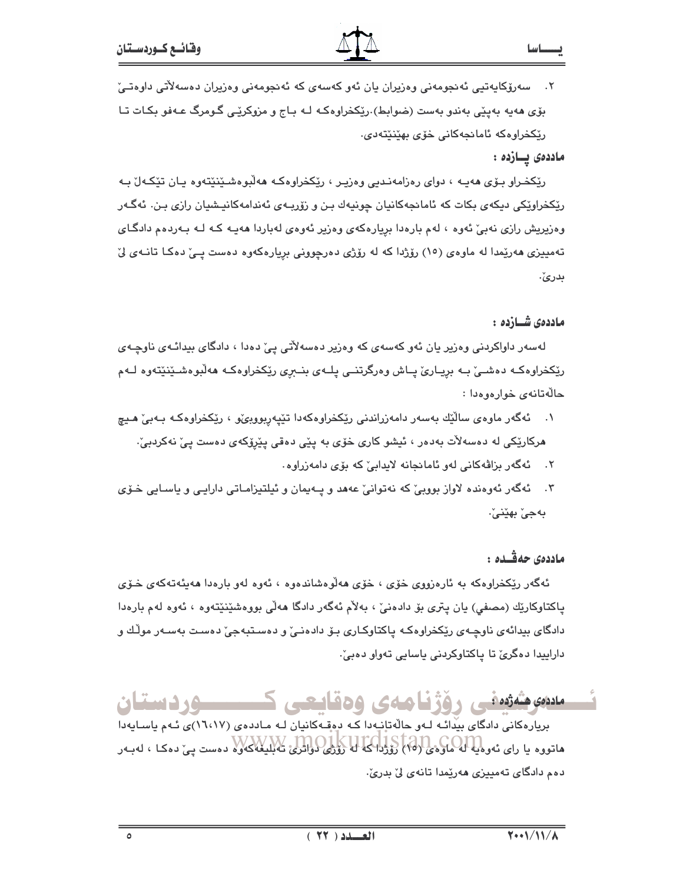٢. سەرۆكايەتیی ئەنجومەنی وەزیران یان ئەو كەسەی كە ئەنجومەنی وەزیران دەسەلاَتی داوەتیَ بۆی هەیە بەپیَی بەندو بەست (ضوابط).ریَكخراوەكە لە باج و مزوكریَی گومرگ عەفو بكات تا ریَكخراوەكە ئامانجەكانی خۆی بهیَنیَتەدی.

**ماددەی پازدە :**

ریَكخراو بۆی هەیە ، دوای رەزامەندیی وەزیر ، ریَكخراوەكە هەلَبوەشیَنیَتەوە یان تیَكەلَ بە ریَكخراویَكی دیكەی بكات كە ئامانجەكانیان چونیەك بن و زۆربەی ئەندامەكانیشیان رازی بن. ئەگەر وەزیریش رازی نەبیَ ئەوە ، لەم بارەدا بریارەكەی وەزیر ئەوەی لەباردا هەیە كە لە بەردەم دادگای تەمییزی هەریَمدا لە ماوەی (١٥) رۆژدا كە لە رۆژی دەرچوونی بریارەكەوە دەست پیَ دەكا تانەی لیَ بدریَ.

**ماددەی شازدە :**

لەسەر داواكردنی وەزیر یان ئەو كەسەی كە وەزیر دەسەلاَتی پیَ دەدا ، دادگای بیدائەی ناوچەی ریَكخراوەكە دەشیَ بە بریاریَ پاش وەرگرتنی پلەی بنبری ریَكخراوەكە هەلَبوەشیَنیَتەوە لەم حالەتانەی خوارەوەدا :

١. ئەگەر ماوەی سالیَك بەسەر دامەزراندنی ریَكخراوەكەدا تیَپەربووبیَو ، ریَكخراوەكە بەبیَ هیچ هركاریَكی لە دەسەلاَت بەدەر ، ئیشو كاری خۆی بە پیَی دەقی پیَرۆكەی دەست پیَ نەكردبیَ.
٢. ئەگەر بزاڤەكانی لەو ئامانجانە لایدابیَ كە بۆی دامەزراوە.
٣. ئەگەر ئەوەندە لاواز بووبیَ كە نەتوانیَ عەهد و پەیمان و ئیلتیزاماتی دارایی و یاسایی خۆی بەجیَ بهیَنیَ.

**ماددەی حەڤدە :**

ئەگەر ریَكخراوەكە بە ئارەزووی خۆی ، خۆی هەلَوەشاندەوە ، ئەوە لەو بارەدا هەیئەتەكەی خۆی پاكتاوكاریَك (مصفي) یان پتری بۆ دادەنیَ ، بەلاَم ئەگەر دادگا هەلَی بووەشیَنیَتەوە ، ئەوە لەم بارەدا دادگای بیدائەی ناوچەی ریَكخراوەكە پاكتاوكاری بۆ دادەنیَ و دەستبەجیَ دەست بەسەر مولَك و داراییدا دەگریَ تا پاكتاوكردنی یاسایی تەواو دەبیَ.

**ماددەی هەژدە :**

بریارەكانی دادگای بیدائە لەو حالەتانەدا كە دەقەكانیان لە ماددەی (١٦،١٧)ی ئەم یاسایەدا هاتووە یا رای ئەوەیە لە ماوەی (١٥) رۆژدا كە لە رۆژی دواتری تەبلیغەكەوە دەست پیَ دەكا ، لەبەر دەم دادگای تەمییزی هەریَمدا تانەی لیَ بدریَ.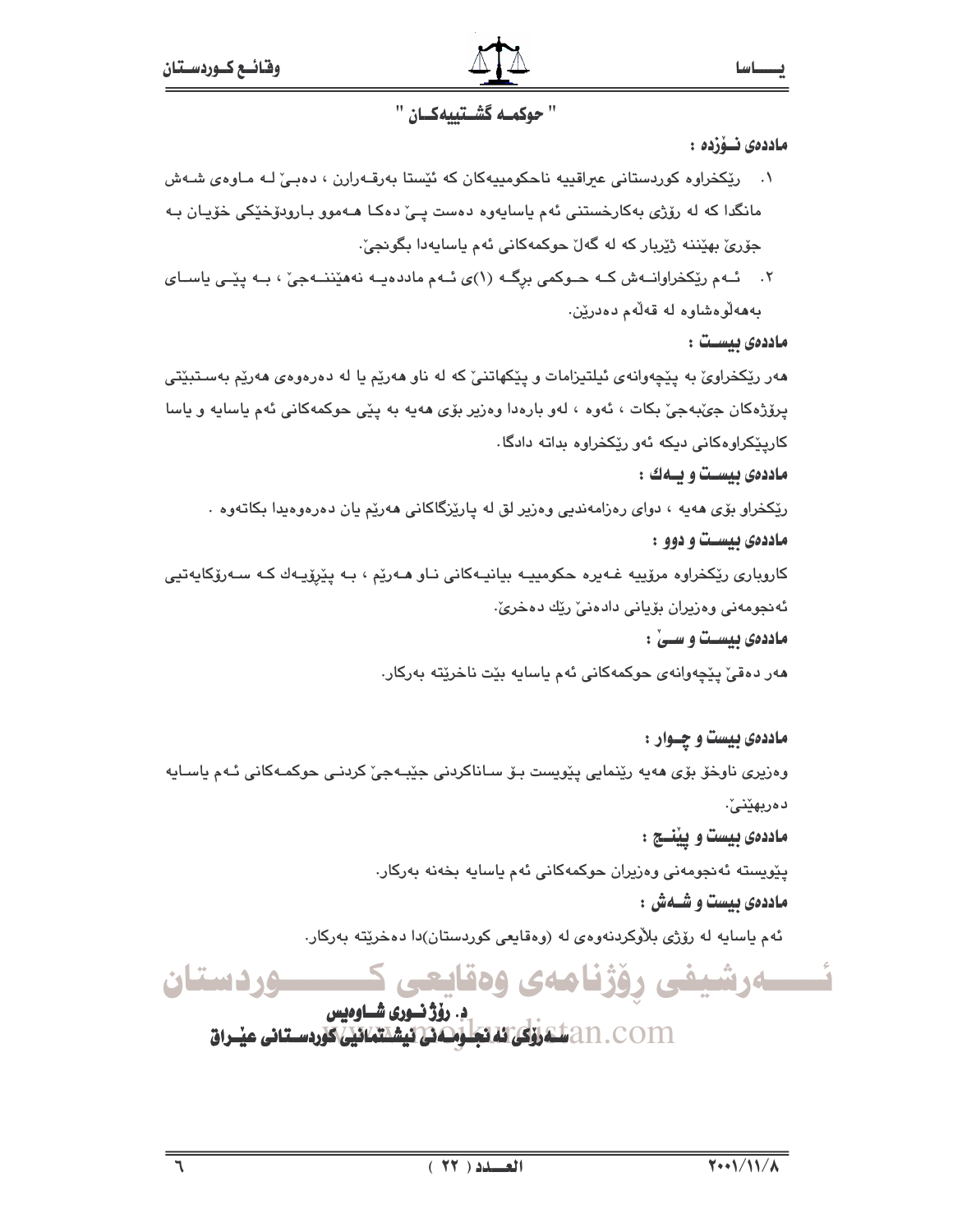" حوكمـە گشـتييەكـان "

**ماددەی نـۆزدە :**

١. رێكخراوە كوردستانی عیراقییە ناحكومییەكان كە ئێستا بەرقـەرارن ، دەبـێ لـە مـاوەی شـەش مانگدا كە لە رۆژی بەكارخستنی ئەم یاسایەوە دەست پـێ دەكـا هـەموو بـارودۆخێكی خۆیـان بـە جۆرێ بهێننە ژێربار كە لە گەڵ حوكمەكانی ئەم یاسایەدا بگونجێ.

٢. ئـەم رێكخراوانـەش كـە حـوكمی برگـە (١)ی ئـەم ماددەیـە نەهێننـەجێ ، بـە پێـی یاسـای بەهەڵوەشاوە لە قەڵەم دەدرێن.

**ماددەی بیسـت :**

هەر رێكخراوێ بە پێچەوانەی ئیلتیزامات و پێكهاتنێ كە لە ناو هەرێم یا لە دەرەوەی هەرێم بەسـتبێتی پرۆژەكان جێبەجێ بكات ، ئەوە ، لەو بارەدا وەزیر بۆی هەیە بە پێی حوكمەكانی ئەم یاسایە و یاسا كارپێكراوەكانی دیكە ئەو رێكخراوە بداتە دادگا.

**ماددەی بیسـت و یـەك :**

رێكخراو بۆی هەیە ، دوای رەزامەندیی وەزیر لق لە پارێزگاكانی هەرێم یان دەرەوەیدا بكاتەوە .

**ماددەی بیسـت و دوو :**

كاروباری رێكخراوە مرۆییە غـەیرە حكومییـە بیانیـەكانی نـاو هـەرێم ، بـە پێڕۆیـەك كـە سـەرۆكایەتیی ئەنجومەنی وەزیران بۆیانی دادەنێ رێك دەخرێ.

**ماددەی بیسـت و سـێ :**

هەر دەقێ پێچەوانەی حوكمەكانی ئەم یاسایە بێت ناخرێتە بەركار.

**ماددەی بیست و چـوار :**

وەزیری ناوخۆ بۆی هەیە رێنمایی پێویست بـۆ سـاناكردنی جێبـەجێ كردنـی حوكمـەكانی ئـەم یاسـایە دەربهێنێ.

**ماددەی بیست و پێنـج :**

پێویستە ئەنجومەنی وەزیران حوكمەكانی ئەم یاسایە بخەنە بەركار.

**ماددەی بیست و شـەش :**

ئەم یاسایە لە رۆژی بلاوكردنەوەی لە (وەقایعی كوردستان)دا دەخرێتە بەركار.

**د. رۆژ نـوری شـاوەیس**

**سـەرۆكی ئە نجـومـەنی نیشتمانیی كوردسـتانی عێـراق**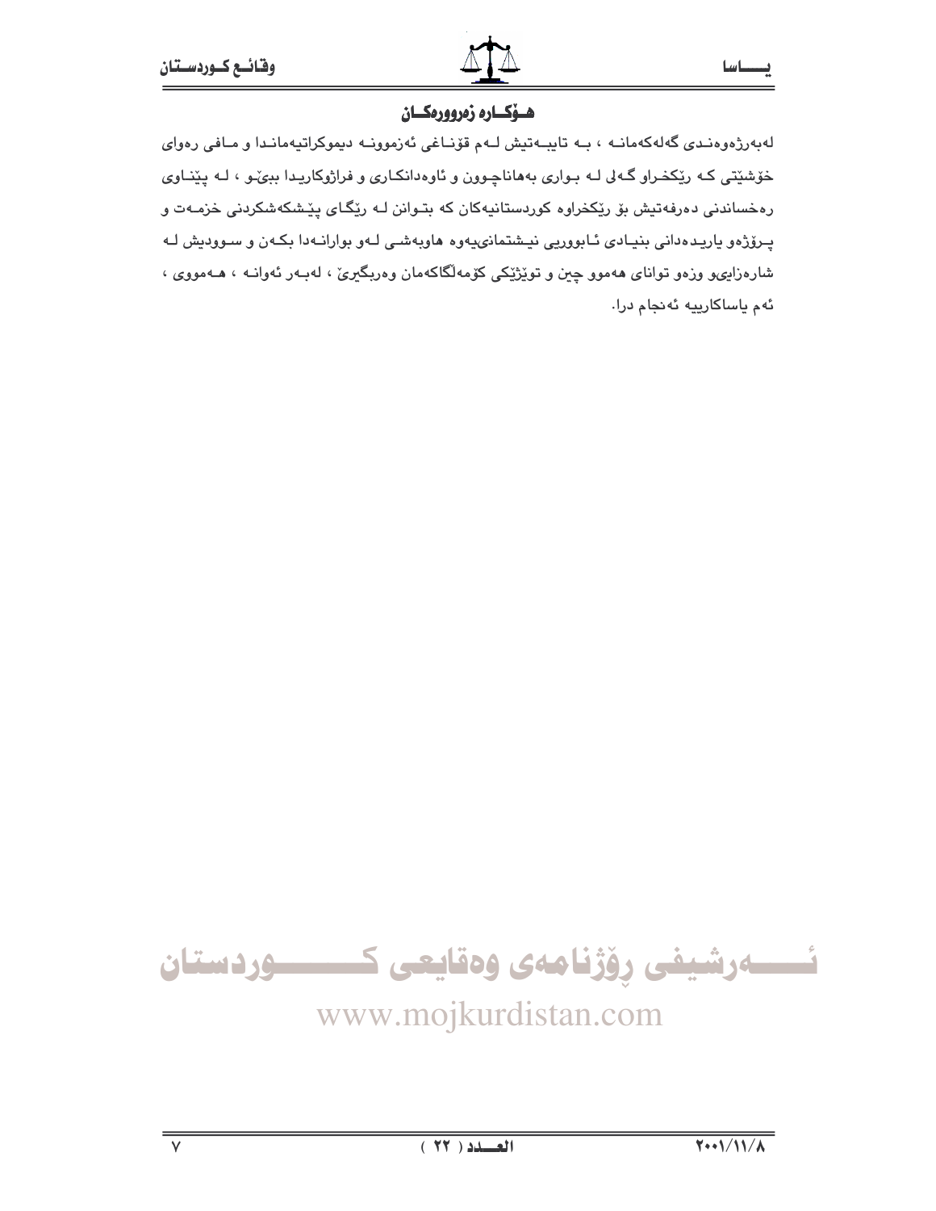## هـۆكـاره زەروورەكـان

لەبەرژەوەنـدی گەلەكەمانـە ، بـە تايبـەتيش لـەم قۆنـاغی ئەزموونـە ديموكراتيەمانـدا و مـافی رەوای خۆشێتی كـە رێكخـراو گـەلی لـە بـواری بەهاناچـوون و ئاوەدانكـاری و فراژوكاريـدا ببێـو ، لـە پێنـاوی رەخساندنی دەرفەتيش بۆ رێكخراوە كوردستانيەكان كە بتـوانن لـە رێگـای پێشكەشكردنی خزمـەت و پـرۆژەو ياريـدەدانی بنيـادی ئـابووريی نيـشتمانىيەوە هاوبەشـی لـەو بوارانـەدا بكـەن و سـووديش لـە شارەزايیو وزەو توانای هەموو چین و توێژێكی كۆمەڵگاكەمان وەربگیرێ ، لەبـەر ئەوانـە ، هـەمووی ، ئەم ياساكارييە ئەنجام درا.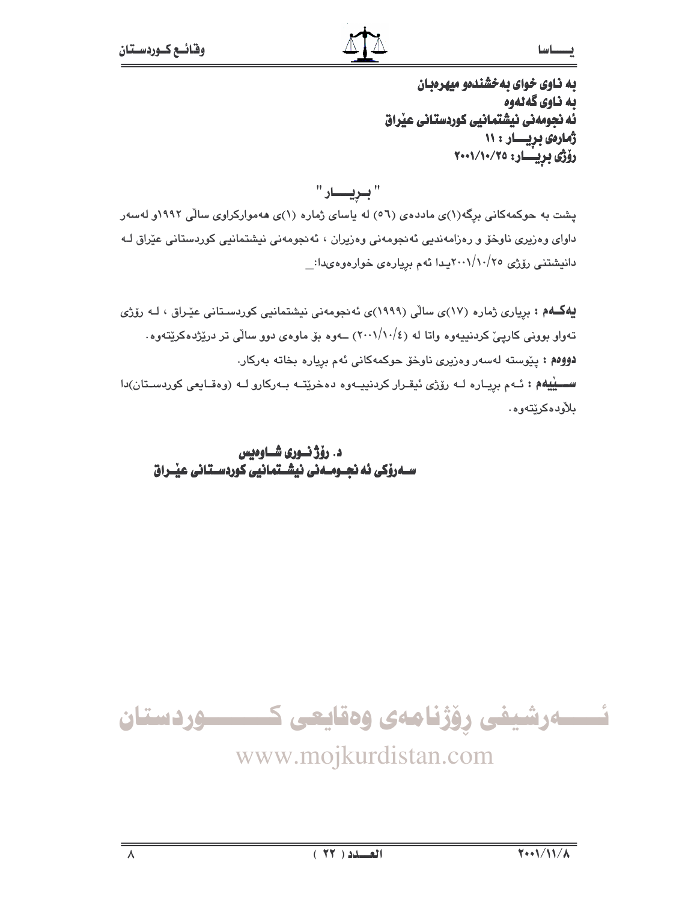**بە ناوی خوای بەخشندەو میهرەبان**
**بە ناوی گەلەوە**
**ئەنجومەنی نیشتمانیی کوردستانی عێراق**
**ژمارەی بڕیـــار : ١١**
**رۆژی بڕیـــار: ٢٠٠١/١٠/٢٥**

## " بـڕیـــار "

پشت بە حوکمەکانی بڕگە(١)ی ماددەی (٥٦) لە یاسای ژمارە (١)ی هەموارکراوی ساڵی ١٩٩٢و لەسەر داوای وەزیری ناوخۆ و ڕەزامەندیی ئەنجومەنی وەزیران ، ئەنجومەنی نیشتمانیی کوردستانی عێراق لـە دانیشتنی رۆژی ٢٠٠١/١٠/٢٥یدا ئەم بڕیارەی خوارەوەیدا:_

**یەکـەم :** بڕیاری ژمارە (١٧)ی ساڵی (١٩٩٩)ی ئەنجومەنی نیشتمانیی کوردستانی عێراق ، لـە رۆژی تەواو بوونی کارپێ کردنییەوە واتا لە (٢٠٠١/١٠/٤) ــەوە بۆ ماوەی دوو ساڵی تر درێژدەکرێتەوە.

**دووەم :** پێویستە لەسەر وەزیری ناوخۆ حوکمەکانی ئەم بڕیارە بخاتە بەرکار.

**ســـێیەم :** ئـەم بڕیـارە لـە رۆژی ئیقـرار کردنییـەوە دەخرێتـە بـەرکارو لـە (وەقـایعی کوردسـتان)دا بلاودەکرێتەوە.

**د. رۆژ نـوری شـاوەیس**
**سـەرۆکی ئەنجـومـەنی نیشـتمانیی کوردسـتانی عێـراق**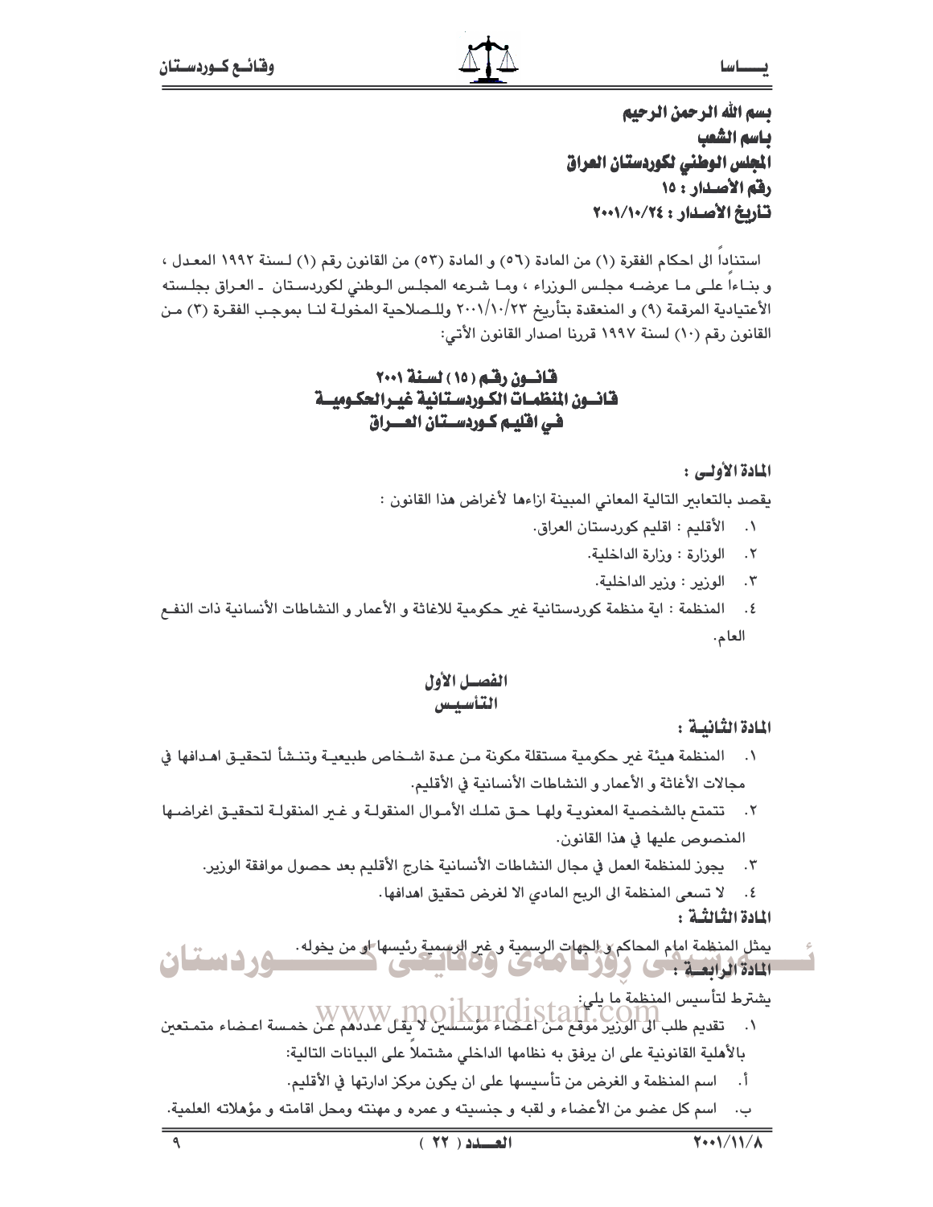بسم الله الرحمن الرحيم
باسم الشعب
المجلس الوطني لكوردستان العراق
رقم الأصدار : ١٥
تأريخ الأصدار : ٢٠٠١/١٠/٢٤

استناداً الى احكام الفقرة (١) من المادة (٥٦) و المادة (٥٣) من القانون رقم (١) لسنة ١٩٩٢ المعدل ، و بناءاً على ما عرضه مجلس الوزراء ، وما شرعه المجلس الوطني لكوردستان - العراق بجلسته الأعتيادية المرقمة (٩) و المنعقدة بتأريخ ٢٠٠١/١٠/٢٣ وللصلاحية المخولة لنا بموجب الفقرة (٣) من القانون رقم (١٠) لسنة ١٩٩٧ قررنا اصدار القانون الأتي:

# قانون رقم (١٥) لسنة ٢٠٠١
# قانون المنظمات الكوردستانية غير الحكومية
# في اقليم كوردستان العراق

**المادة الأولى :**

يقصد بالتعابير التالية المعاني المبينة ازاءها لأغراض هذا القانون :

١. الأقليم : اقليم كوردستان العراق.
٢. الوزارة : وزارة الداخلية.
٣. الوزير : وزير الداخلية.
٤. المنظمة : اية منظمة كوردستانية غير حكومية للاغاثة و الأعمار و النشاطات الأنسانية ذات النفع العام.

## الفصل الأول
## التأسيس

**المادة الثانية :**

١. المنظمة هيئة غير حكومية مستقلة مكونة من عدة اشخاص طبيعية وتنشأ لتحقيق اهدافها في مجالات الأغاثة و الأعمار و النشاطات الأنسانية في الأقليم.
٢. تتمتع بالشخصية المعنوية ولها حق تملك الأموال المنقولة و غير المنقولة لتحقيق اغراضها المنصوص عليها في هذا القانون.
٣. يجوز للمنظمة العمل في مجال النشاطات الأنسانية خارج الأقليم بعد حصول موافقة الوزير.
٤. لا تسعى المنظمة الى الربح المادي الا لغرض تحقيق اهدافها.

**المادة الثالثة :**

يمثل المنظمة امام المحاكم و الجهات الرسمية و غير الرسمية رئيسها او من يخوله.

**المادة الرابعة :**

يشترط لتأسيس المنظمة ما يلي:

١. تقديم طلب الى الوزير موقع من اعضاء مؤسسين لا يقل عددهم عن خمسة اعضاء متمتعين بالأهلية القانونية على ان يرفق به نظامها الداخلي مشتملاً على البيانات التالية:
   أ. اسم المنظمة و الغرض من تأسيسها على ان يكون مركز ادارتها في الأقليم.
   ب. اسم كل عضو من الأعضاء و لقبه و جنسيته و عمره و مهنته ومحل اقامته و مؤهلاته العلمية.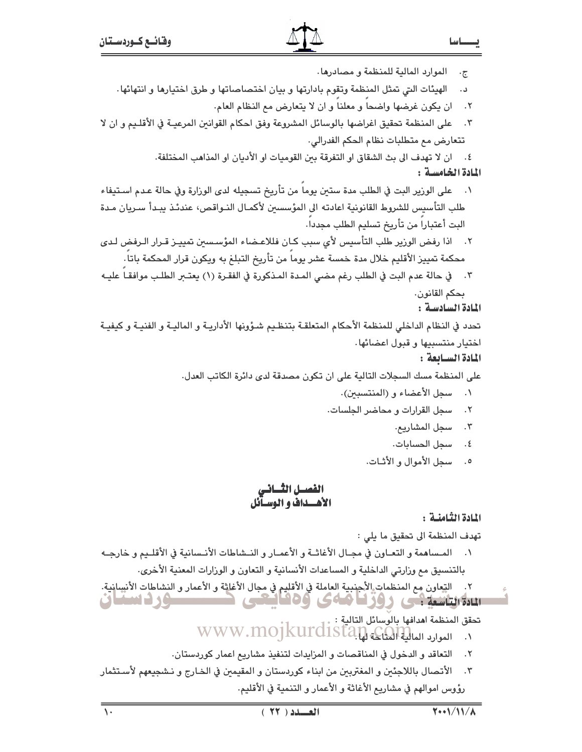ج. الموارد المالية للمنظمة و مصادرها.

د. الهيئات التي تمثل المنظمة وتقوم بادارتها و بيان اختصاصاتها و طرق اختيارها و انتهائها.

٢. ان يكون غرضها واضحاً و معلناً و ان لا يتعارض مع النظام العام.

٣. على المنظمة تحقيق اغراضها بالوسائل المشروعة وفق احكام القوانين المرعية في الأقليم و ان لا تتعارض مع متطلبات نظام الحكم الفدرالي.

٤. ان لا تهدف الى بث الشقاق او التفرقة بين القوميات او الأديان او المذاهب المختلفة.

**المادة الخامسة :**

١. على الوزير البت في الطلب مدة ستين يوماً من تأريخ تسجيله لدى الوزارة وفي حالة عدم استيفاء طلب التأسيس للشروط القانونية اعادته الى المؤسسين لأكمال النواقص، عندئذ يبدأ سريان مدة البت أعتباراً من تأريخ تسليم الطلب مجدداً.

٢. اذا رفض الوزير طلب التأسيس لأي سبب كان فللاعضاء المؤسسين تمييز قرار الرفض لدى محكمة تمييز الأقليم خلال مدة خمسة عشر يوماً من تأريخ التبلغ به ويكون قرار المحكمة باتاً.

٣. في حالة عدم البت في الطلب رغم مضي المدة المذكورة في الفقرة (١) يعتبر الطلب موافقاً عليه بحكم القانون.

**المادة السادسة :**

تحدد في النظام الداخلي للمنظمة الأحكام المتعلقة بتنظيم شؤونها الأدارية و المالية و الفنية و كيفية اختيار منتسبيها و قبول اعضائها.

**المادة السابعة :**

على المنظمة مسك السجلات التالية على ان تكون مصدقة لدى دائرة الكاتب العدل.

١. سجل الأعضاء و (المنتسبين).

٢. سجل القرارات و محاضر الجلسات.

٣. سجل المشاريع.

٤. سجل الحسابات.

٥. سجل الأموال و الأثاث.

## الفصل الثاني
## الأهداف و الوسائل

**المادة الثامنة :**

تهدف المنظمة الى تحقيق ما يلي :

١. المساهمة و التعاون في مجال الأغاثة و الأعمار و النشاطات الأنسانية في الأقليم و خارجه بالتنسيق مع وزارتي الداخلية و المساعدات الأنسانية و التعاون و الوزارات المعنية الأخرى.

٢. التعاون مع المنظمات الأجنبية العاملة في الأقليم في مجال الأغاثة و الأعمار و النشاطات الأنسانية.

**المادة التاسعة :**

تحقق المنظمة اهدافها بالوسائل التالية :

١. الموارد المالية المتاحة لها.

٢. التعاقد و الدخول في المناقصات و المزايدات لتنفيذ مشاريع اعمار كوردستان.

٣. الأتصال باللاجئين و المغتربين من ابناء كوردستان و المقيمين في الخارج و تشجيعهم لأستثمار رؤوس اموالهم في مشاريع الأغاثة و الأعمار و التنمية في الأقليم.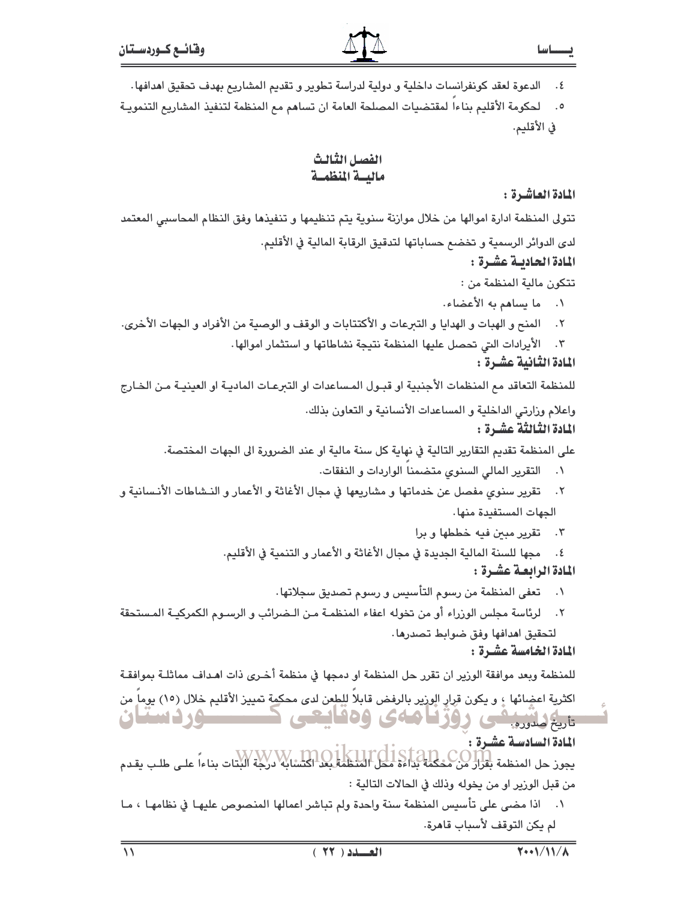٤. الدعوة لعقد كونفرانسات داخلية و دولية لدراسة تطوير و تقديم المشاريع بهدف تحقيق اهدافها.

٥. لحكومة الأقليم بناءاً لمقتضيات المصلحة العامة ان تساهم مع المنظمة لتنفيذ المشاريع التنموية في الأقليم.

## الفصل الثالث
## مالية المنظمة

### المادة العاشرة :

تتولى المنظمة ادارة اموالها من خلال موازنة سنوية يتم تنظيمها و تنفيذها وفق النظام المحاسبي المعتمد لدى الدوائر الرسمية و تخضع حساباتها لتدقيق الرقابة المالية في الأقليم.

### المادة الحادية عشرة :

تتكون مالية المنظمة من :

١. ما يساهم به الأعضاء.

٢. المنح و الهبات و الهدايا و التبرعات و الأكتتابات و الوقف و الوصية من الأفراد و الجهات الأخرى.

٣. الأيرادات التي تحصل عليها المنظمة نتيجة نشاطاتها و استثمار اموالها.

### المادة الثانية عشرة :

للمنظمة التعاقد مع المنظمات الأجنبية او قبول المساعدات او التبرعات المادية او العينية من الخارج واعلام وزارتي الداخلية و المساعدات الأنسانية و التعاون بذلك.

### المادة الثالثة عشرة :

على المنظمة تقديم التقارير التالية في نهاية كل سنة مالية او عند الضرورة الى الجهات المختصة.

١. التقرير المالي السنوي متضمناً الواردات و النفقات.

٢. تقرير سنوي مفصل عن خدماتها و مشاريعها في مجال الأغاثة و الأعمار و النشاطات الأنسانية و الجهات المستفيدة منها.

٣. تقرير مبين فيه خططها و برا

٤. مجها للسنة المالية الجديدة في مجال الأغاثة و الأعمار و التنمية في الأقليم.

### المادة الرابعة عشرة :

١. تعفى المنظمة من رسوم التأسيس و رسوم تصديق سجلاتها.

٢. لرئاسة مجلس الوزراء أو من تخوله اعفاء المنظمة من الضرائب و الرسوم الكمركية المستحقة لتحقيق اهدافها وفق ضوابط تصدرها.

### المادة الخامسة عشرة :

للمنظمة وبعد موافقة الوزير ان تقرر حل المنظمة او دمجها في منظمة أخرى ذات اهداف مماثلة بموافقة اكثرية اعضائها ، و يكون قرار الوزير بالرفض قابلاً للطعن لدى محكمة تمييز الأقليم خلال (١٥) يوماً من تأريخ صدوره.

### المادة السادسة عشرة :

يجوز حل المنظمة بقرار من محكمة بداءة محل المنظمة بعد اكتسابه درجة البتات بناءاً على طلب يقدم من قبل الوزير او من يخوله وذلك في الحالات التالية :

١. اذا مضى على تأسيس المنظمة سنة واحدة ولم تباشر اعمالها المنصوص عليها في نظامها ، ما لم يكن التوقف لأسباب قاهرة.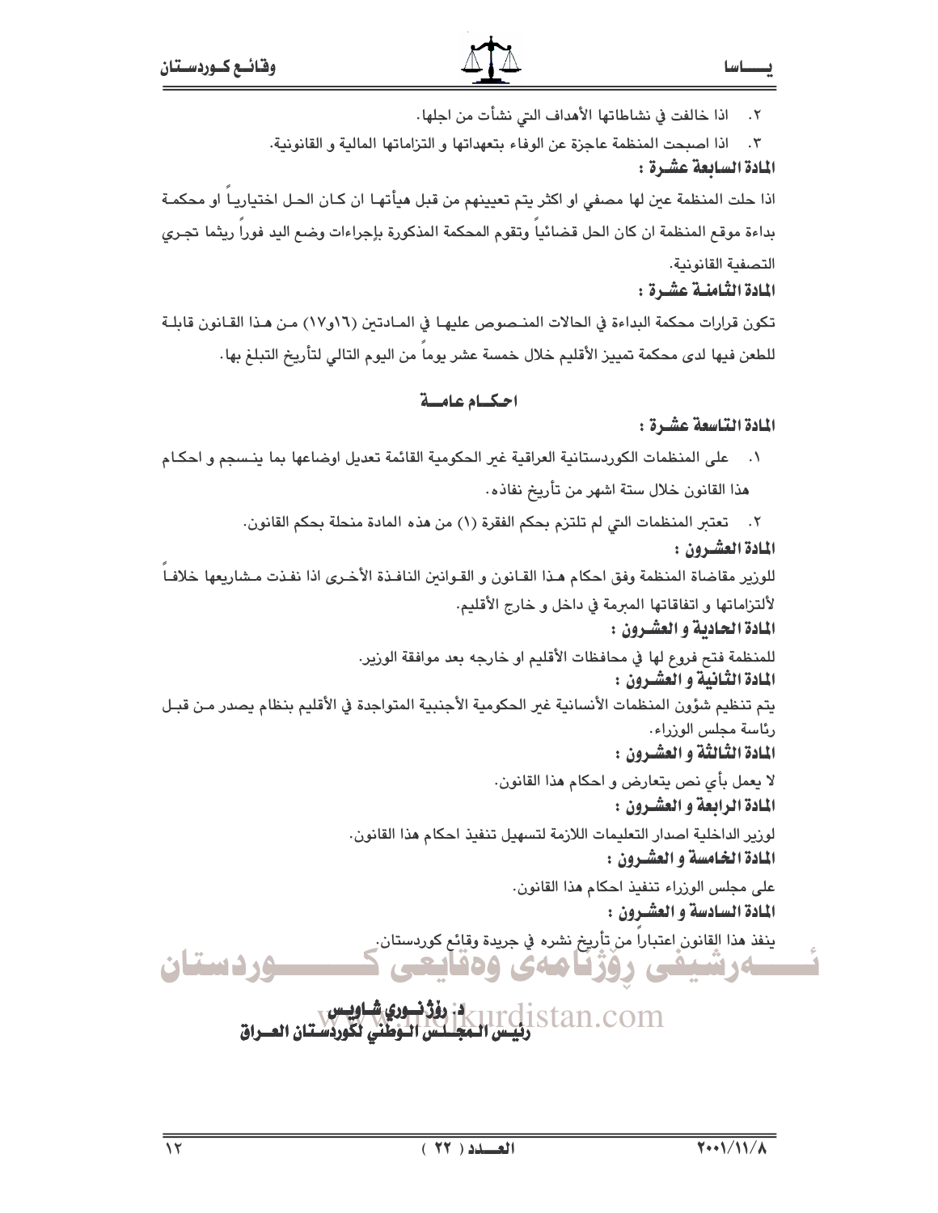٢. اذا خالفت في نشاطاتها الأهداف التي نشأت من اجلها.

٣. اذا اصبحت المنظمة عاجزة عن الوفاء بتعهداتها و التزاماتها المالية و القانونية.

**المادة السابعة عشرة :**

اذا حلت المنظمة عين لها مصفي او اكثر يتم تعيينهم من قبل هيأتها ان كان الحل اختيارياً او محكمة بداءة موقع المنظمة ان كان الحل قضائياً وتقوم المحكمة المذكورة بإجراءات وضع اليد فوراً ريثما تجري التصفية القانونية.

**المادة الثامنة عشرة :**

تكون قرارات محكمة البداءة في الحالات المنصوص عليها في المادتين (١٦و١٧) من هذا القانون قابلة للطعن فيها لدى محكمة تمييز الأقليم خلال خمسة عشر يوماً من اليوم التالي لتأريخ التبلغ بها.

## احكام عامة

**المادة التاسعة عشرة :**

١. على المنظمات الكوردستانية العراقية غير الحكومية القائمة تعديل اوضاعها بما ينسجم و احكام هذا القانون خلال ستة اشهر من تأريخ نفاذه.

٢. تعتبر المنظمات التي لم تلتزم بحكم الفقرة (١) من هذه المادة منحلة بحكم القانون.

**المادة العشرون :**

للوزير مقاضاة المنظمة وفق احكام هذا القانون و القوانين النافذة الأخرى اذا نفذت مشاريعها خلافاً لألتزاماتها و اتفاقاتها المبرمة في داخل و خارج الأقليم.

**المادة الحادية و العشرون :**

للمنظمة فتح فروع لها في محافظات الأقليم او خارجه بعد موافقة الوزير.

**المادة الثانية و العشرون :**

يتم تنظيم شؤون المنظمات الأنسانية غير الحكومية الأجنبية المتواجدة في الأقليم بنظام يصدر من قبل رئاسة مجلس الوزراء.

**المادة الثالثة و العشرون :**

لا يعمل بأي نص يتعارض و احكام هذا القانون.

**المادة الرابعة و العشرون :**

لوزير الداخلية اصدار التعليمات اللازمة لتسهيل تنفيذ احكام هذا القانون.

**المادة الخامسة و العشرون :**

على مجلس الوزراء تنفيذ احكام هذا القانون.

**المادة السادسة و العشرون :**

ينفذ هذا القانون اعتباراً من تأريخ نشره في جريدة وقائع كوردستان.

**د. روژنوري شاويس**
**رئيس المجلس الوطني لكوردستان العراق**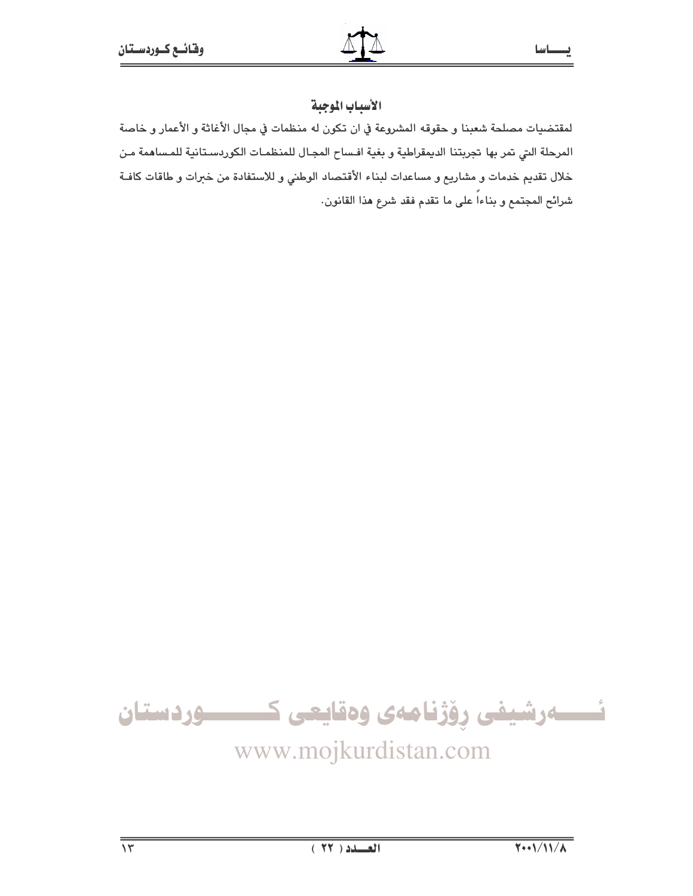## الأسباب الموجبة

لمقتضيات مصلحة شعبنا و حقوقه المشروعة في ان تكون له منظمات في مجال الأغاثة و الأعمار و خاصة المرحلة التي تمر بها تجربتنا الديمقراطية و بغية افساح المجال للمنظمات الكوردستانية للمساهمة من خلال تقديم خدمات و مشاريع و مساعدات لبناء الأقتصاد الوطني و للاستفادة من خبرات و طاقات كافة شرائح المجتمع و بناءاً على ما تقدم فقد شرع هذا القانون.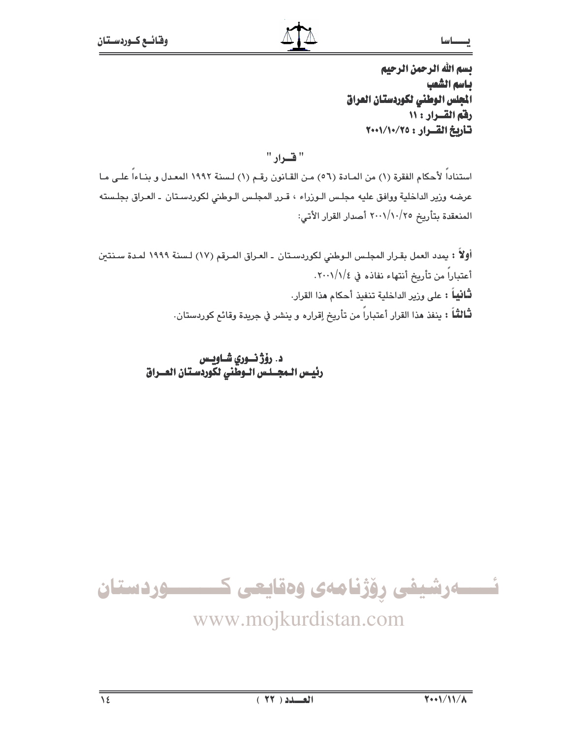**بسم الله الرحمن الرحيم**
**باسم الشعب**
**المجلس الوطني لكوردستان العراق**
**رقم القــرار : ١١**
**تـأريخ القــرار : ٢٠٠١/١٠/٢٥**

**" قــرار "**

استناداً لأحكام الفقرة (١) من المـادة (٥٦) مـن القـانون رقـم (١) لـسنة ١٩٩٢ المعـدل و بنـاءاً علـى مـا عرضه وزير الداخلية ووافق عليه مجلـس الـوزراء ، قـرر المجلـس الـوطني لكوردسـتان ـ العـراق بجلـسته المنعقدة بتأريخ ٢٠٠١/١٠/٢٥ أصدار القرار الأتي:

**أولاً :** يمدد العمل بقـرار المجلـس الـوطني لكوردسـتان ـ العـراق المـرقم (١٧) لـسنة ١٩٩٩ لمـدة سـنتين أعتباراً من تأريخ أنتهاء نفاذه في ٢٠٠١/١/٤.

**ثانياً :** على وزير الداخلية تنفيذ أحكام هذا القرار.

**ثالثاً :** ينفذ هذا القرار أعتباراً من تأريخ إقراره و ينشر في جريدة وقائع كوردستان.

**د. رۆژ نــوري شـاويـس**
**رئيـس الـمجـلـس الـوطني لكوردسـتان العـراق**